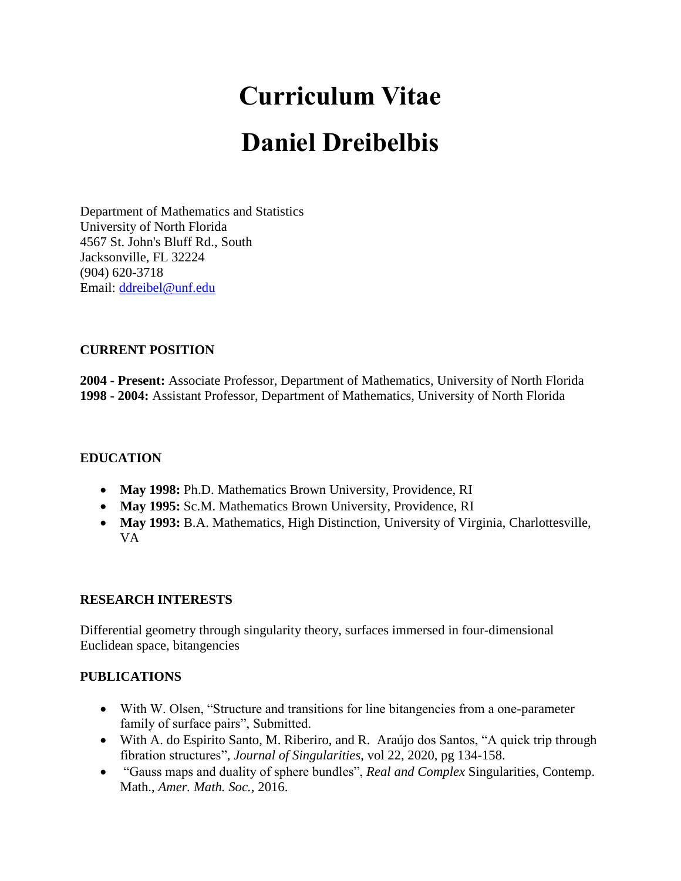# Curriculum Vitae

# Daniel Dreibelbis

Department of Mathematics and Statistics
University of North Florida
4567 St. John's Bluff Rd., South
Jacksonville, FL 32224
(904) 620-3718
Email: ddreibel@unf.edu

### CURRENT POSITION

**2004 - Present:** Associate Professor, Department of Mathematics, University of North Florida
**1998 - 2004:** Assistant Professor, Department of Mathematics, University of North Florida

### EDUCATION

- **May 1998:** Ph.D. Mathematics Brown University, Providence, RI
- **May 1995:** Sc.M. Mathematics Brown University, Providence, RI
- **May 1993:** B.A. Mathematics, High Distinction, University of Virginia, Charlottesville, VA

### RESEARCH INTERESTS

Differential geometry through singularity theory, surfaces immersed in four-dimensional Euclidean space, bitangencies

### PUBLICATIONS

- With W. Olsen, "Structure and transitions for line bitangencies from a one-parameter family of surface pairs", Submitted.
- With A. do Espirito Santo, M. Riberiro, and R. Araújo dos Santos, "A quick trip through fibration structures", *Journal of Singularities*, vol 22, 2020, pg 134-158.
- "Gauss maps and duality of sphere bundles", *Real and Complex* Singularities, Contemp. Math., *Amer. Math. Soc.*, 2016.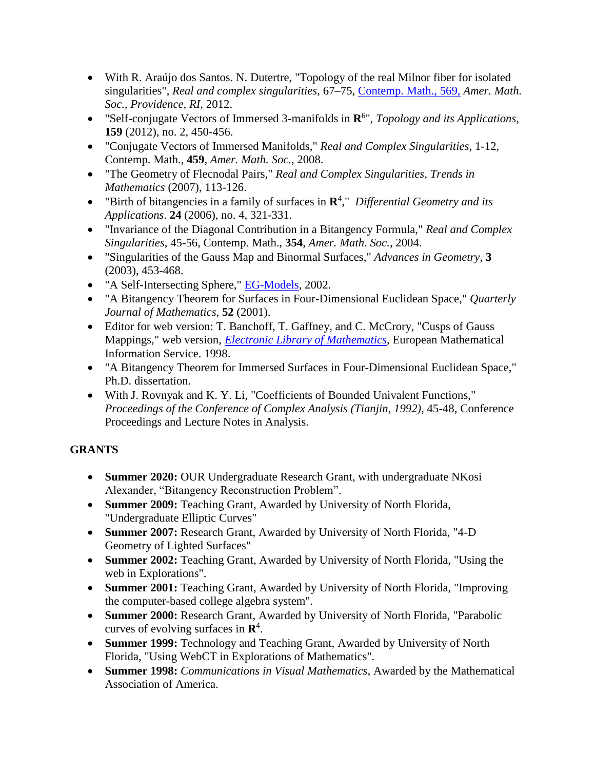- With R. Araújo dos Santos. N. Dutertre, "Topology of the real Milnor fiber for isolated singularities", *Real and complex singularities,* 67–75, Contemp. Math., 569, *Amer. Math. Soc., Providence, RI,* 2012.
- "Self-conjugate Vectors of Immersed 3-manifolds in $\mathbf{R}^6$", *Topology and its Applications,* **159** (2012), no. 2, 450-456.
- "Conjugate Vectors of Immersed Manifolds," *Real and Complex Singularities*, 1-12, Contemp. Math., **459**, *Amer. Math. Soc.*, 2008.
- "The Geometry of Flecnodal Pairs," *Real and Complex Singularities*, *Trends in Mathematics* (2007), 113-126.
- "Birth of bitangencies in a family of surfaces in $\mathbf{R}^4$," *Differential Geometry and its Applications*. **24** (2006), no. 4, 321-331.
- "Invariance of the Diagonal Contribution in a Bitangency Formula," *Real and Complex Singularities*, 45-56, Contemp. Math., **354**, *Amer. Math. Soc.*, 2004.
- "Singularities of the Gauss Map and Binormal Surfaces," *Advances in Geometry,* **3** (2003), 453-468.
- "A Self-Intersecting Sphere," EG-Models, 2002.
- "A Bitangency Theorem for Surfaces in Four-Dimensional Euclidean Space," *Quarterly Journal of Mathematics*, **52** (2001).
- Editor for web version: T. Banchoff, T. Gaffney, and C. McCrory, "Cusps of Gauss Mappings," web version, *Electronic Library of Mathematics*, European Mathematical Information Service. 1998.
- "A Bitangency Theorem for Immersed Surfaces in Four-Dimensional Euclidean Space," Ph.D. dissertation.
- With J. Rovnyak and K. Y. Li, "Coefficients of Bounded Univalent Functions," *Proceedings of the Conference of Complex Analysis (Tianjin, 1992)*, 45-48, Conference Proceedings and Lecture Notes in Analysis.

## GRANTS

- **Summer 2020:** OUR Undergraduate Research Grant, with undergraduate NKosi Alexander, “Bitangency Reconstruction Problem”.
- **Summer 2009:** Teaching Grant, Awarded by University of North Florida, "Undergraduate Elliptic Curves"
- **Summer 2007:** Research Grant, Awarded by University of North Florida, "4-D Geometry of Lighted Surfaces"
- **Summer 2002:** Teaching Grant, Awarded by University of North Florida, "Using the web in Explorations".
- **Summer 2001:** Teaching Grant, Awarded by University of North Florida, "Improving the computer-based college algebra system".
- **Summer 2000:** Research Grant, Awarded by University of North Florida, "Parabolic curves of evolving surfaces in $\mathbf{R}^4$.
- **Summer 1999:** Technology and Teaching Grant, Awarded by University of North Florida, "Using WebCT in Explorations of Mathematics".
- **Summer 1998:** *Communications in Visual Mathematics*, Awarded by the Mathematical Association of America.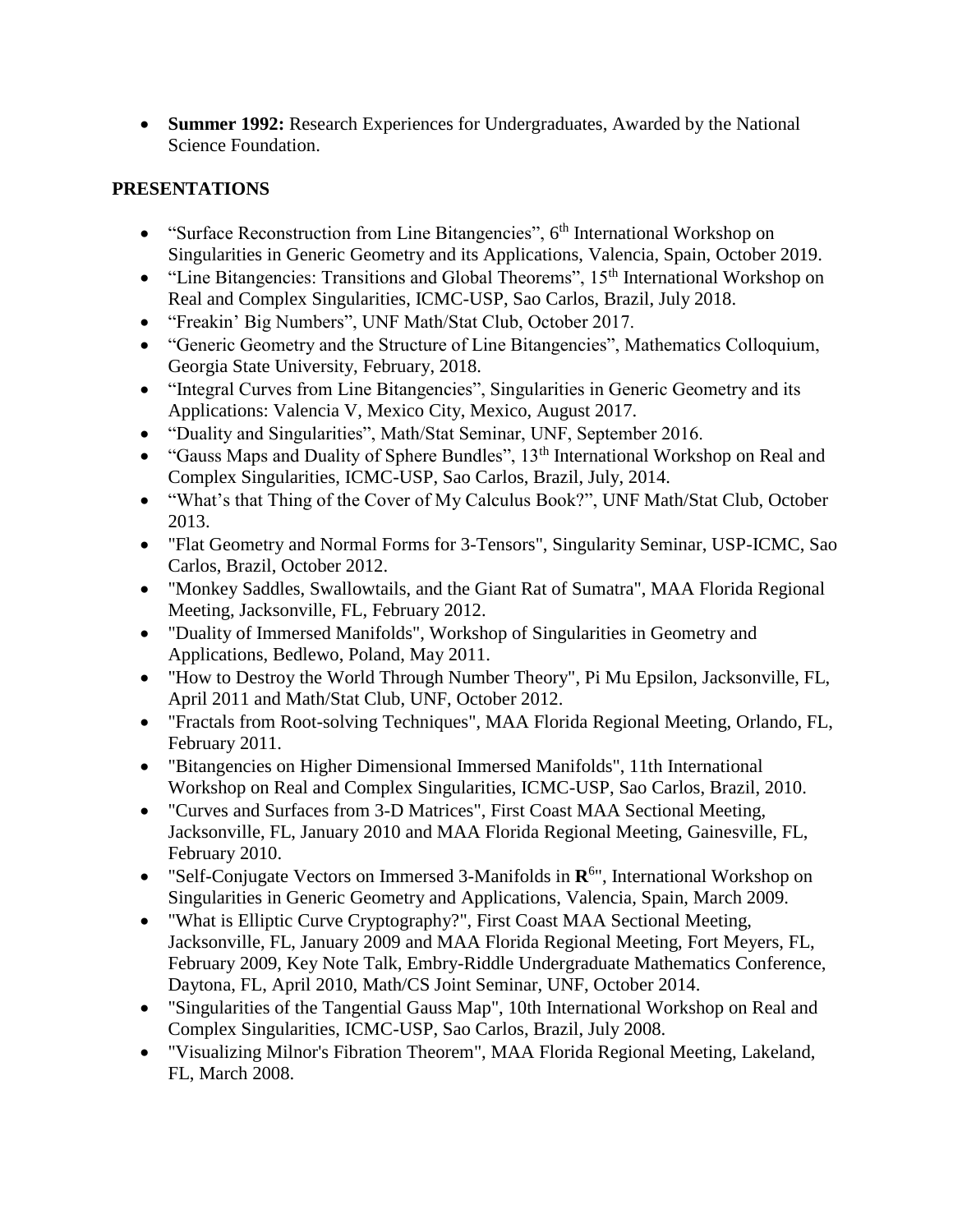- **Summer 1992:** Research Experiences for Undergraduates, Awarded by the National Science Foundation.

## PRESENTATIONS

- "Surface Reconstruction from Line Bitangencies", 6th International Workshop on Singularities in Generic Geometry and its Applications, Valencia, Spain, October 2019.
- "Line Bitangencies: Transitions and Global Theorems", 15th International Workshop on Real and Complex Singularities, ICMC-USP, Sao Carlos, Brazil, July 2018.
- "Freakin' Big Numbers", UNF Math/Stat Club, October 2017.
- "Generic Geometry and the Structure of Line Bitangencies", Mathematics Colloquium, Georgia State University, February, 2018.
- "Integral Curves from Line Bitangencies", Singularities in Generic Geometry and its Applications: Valencia V, Mexico City, Mexico, August 2017.
- "Duality and Singularities", Math/Stat Seminar, UNF, September 2016.
- "Gauss Maps and Duality of Sphere Bundles", 13th International Workshop on Real and Complex Singularities, ICMC-USP, Sao Carlos, Brazil, July, 2014.
- "What's that Thing of the Cover of My Calculus Book?", UNF Math/Stat Club, October 2013.
- "Flat Geometry and Normal Forms for 3-Tensors", Singularity Seminar, USP-ICMC, Sao Carlos, Brazil, October 2012.
- "Monkey Saddles, Swallowtails, and the Giant Rat of Sumatra", MAA Florida Regional Meeting, Jacksonville, FL, February 2012.
- "Duality of Immersed Manifolds", Workshop of Singularities in Geometry and Applications, Bedlewo, Poland, May 2011.
- "How to Destroy the World Through Number Theory", Pi Mu Epsilon, Jacksonville, FL, April 2011 and Math/Stat Club, UNF, October 2012.
- "Fractals from Root-solving Techniques", MAA Florida Regional Meeting, Orlando, FL, February 2011.
- "Bitangencies on Higher Dimensional Immersed Manifolds", 11th International Workshop on Real and Complex Singularities, ICMC-USP, Sao Carlos, Brazil, 2010.
- "Curves and Surfaces from 3-D Matrices", First Coast MAA Sectional Meeting, Jacksonville, FL, January 2010 and MAA Florida Regional Meeting, Gainesville, FL, February 2010.
- "Self-Conjugate Vectors on Immersed 3-Manifolds in $\mathbf{R}^6$", International Workshop on Singularities in Generic Geometry and Applications, Valencia, Spain, March 2009.
- "What is Elliptic Curve Cryptography?", First Coast MAA Sectional Meeting, Jacksonville, FL, January 2009 and MAA Florida Regional Meeting, Fort Meyers, FL, February 2009, Key Note Talk, Embry-Riddle Undergraduate Mathematics Conference, Daytona, FL, April 2010, Math/CS Joint Seminar, UNF, October 2014.
- "Singularities of the Tangential Gauss Map", 10th International Workshop on Real and Complex Singularities, ICMC-USP, Sao Carlos, Brazil, July 2008.
- "Visualizing Milnor's Fibration Theorem", MAA Florida Regional Meeting, Lakeland, FL, March 2008.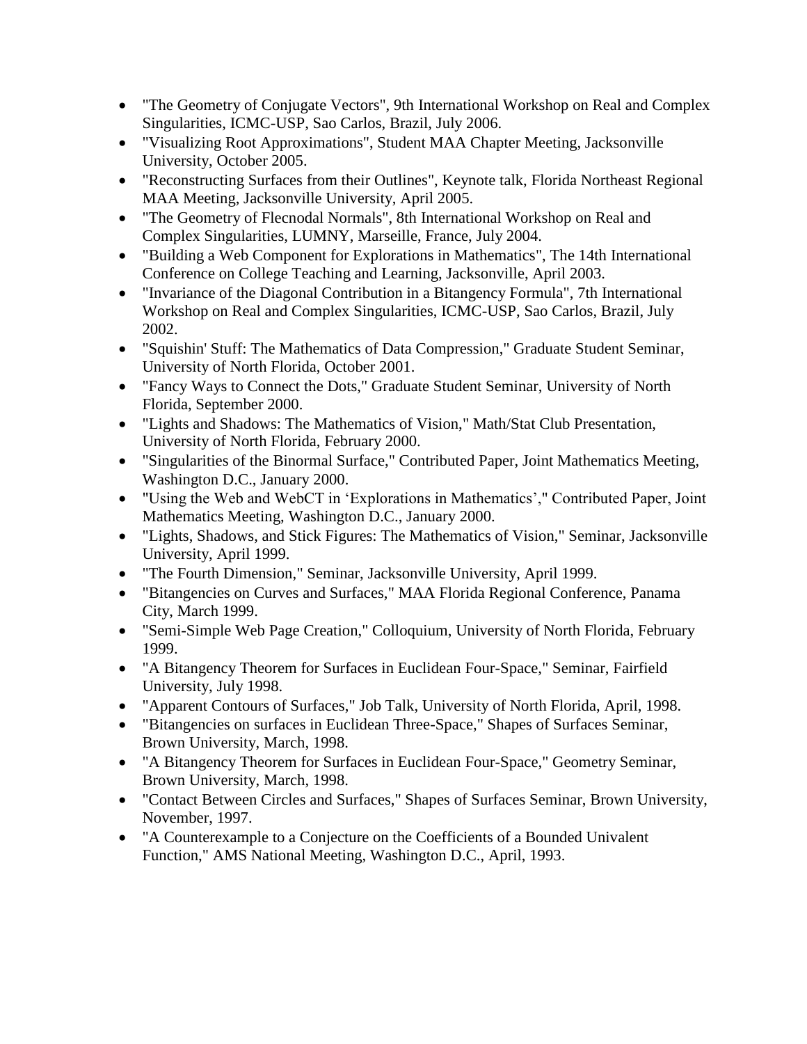- "The Geometry of Conjugate Vectors", 9th International Workshop on Real and Complex Singularities, ICMC-USP, Sao Carlos, Brazil, July 2006.
- "Visualizing Root Approximations", Student MAA Chapter Meeting, Jacksonville University, October 2005.
- "Reconstructing Surfaces from their Outlines", Keynote talk, Florida Northeast Regional MAA Meeting, Jacksonville University, April 2005.
- "The Geometry of Flecnodal Normals", 8th International Workshop on Real and Complex Singularities, LUMNY, Marseille, France, July 2004.
- "Building a Web Component for Explorations in Mathematics", The 14th International Conference on College Teaching and Learning, Jacksonville, April 2003.
- "Invariance of the Diagonal Contribution in a Bitangency Formula", 7th International Workshop on Real and Complex Singularities, ICMC-USP, Sao Carlos, Brazil, July 2002.
- "Squishin' Stuff: The Mathematics of Data Compression," Graduate Student Seminar, University of North Florida, October 2001.
- "Fancy Ways to Connect the Dots," Graduate Student Seminar, University of North Florida, September 2000.
- "Lights and Shadows: The Mathematics of Vision," Math/Stat Club Presentation, University of North Florida, February 2000.
- "Singularities of the Binormal Surface," Contributed Paper, Joint Mathematics Meeting, Washington D.C., January 2000.
- "Using the Web and WebCT in 'Explorations in Mathematics'," Contributed Paper, Joint Mathematics Meeting, Washington D.C., January 2000.
- "Lights, Shadows, and Stick Figures: The Mathematics of Vision," Seminar, Jacksonville University, April 1999.
- "The Fourth Dimension," Seminar, Jacksonville University, April 1999.
- "Bitangencies on Curves and Surfaces," MAA Florida Regional Conference, Panama City, March 1999.
- "Semi-Simple Web Page Creation," Colloquium, University of North Florida, February 1999.
- "A Bitangency Theorem for Surfaces in Euclidean Four-Space," Seminar, Fairfield University, July 1998.
- "Apparent Contours of Surfaces," Job Talk, University of North Florida, April, 1998.
- "Bitangencies on surfaces in Euclidean Three-Space," Shapes of Surfaces Seminar, Brown University, March, 1998.
- "A Bitangency Theorem for Surfaces in Euclidean Four-Space," Geometry Seminar, Brown University, March, 1998.
- "Contact Between Circles and Surfaces," Shapes of Surfaces Seminar, Brown University, November, 1997.
- "A Counterexample to a Conjecture on the Coefficients of a Bounded Univalent Function," AMS National Meeting, Washington D.C., April, 1993.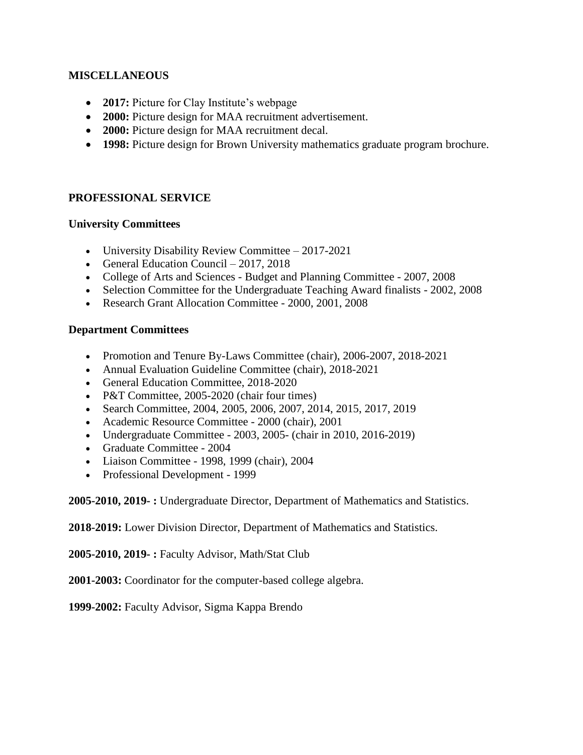## MISCELLANEOUS

- **2017:** Picture for Clay Institute's webpage
- **2000:** Picture design for MAA recruitment advertisement.
- **2000:** Picture design for MAA recruitment decal.
- **1998:** Picture design for Brown University mathematics graduate program brochure.

## PROFESSIONAL SERVICE

### University Committees

- University Disability Review Committee – 2017-2021
- General Education Council – 2017, 2018
- College of Arts and Sciences - Budget and Planning Committee - 2007, 2008
- Selection Committee for the Undergraduate Teaching Award finalists - 2002, 2008
- Research Grant Allocation Committee - 2000, 2001, 2008

### Department Committees

- Promotion and Tenure By-Laws Committee (chair), 2006-2007, 2018-2021
- Annual Evaluation Guideline Committee (chair), 2018-2021
- General Education Committee, 2018-2020
- P&T Committee, 2005-2020 (chair four times)
- Search Committee, 2004, 2005, 2006, 2007, 2014, 2015, 2017, 2019
- Academic Resource Committee - 2000 (chair), 2001
- Undergraduate Committee - 2003, 2005- (chair in 2010, 2016-2019)
- Graduate Committee - 2004
- Liaison Committee - 1998, 1999 (chair), 2004
- Professional Development - 1999

**2005-2010, 2019- :** Undergraduate Director, Department of Mathematics and Statistics.

**2018-2019:** Lower Division Director, Department of Mathematics and Statistics.

**2005-2010, 2019- :** Faculty Advisor, Math/Stat Club

**2001-2003:** Coordinator for the computer-based college algebra.

**1999-2002:** Faculty Advisor, Sigma Kappa Brendo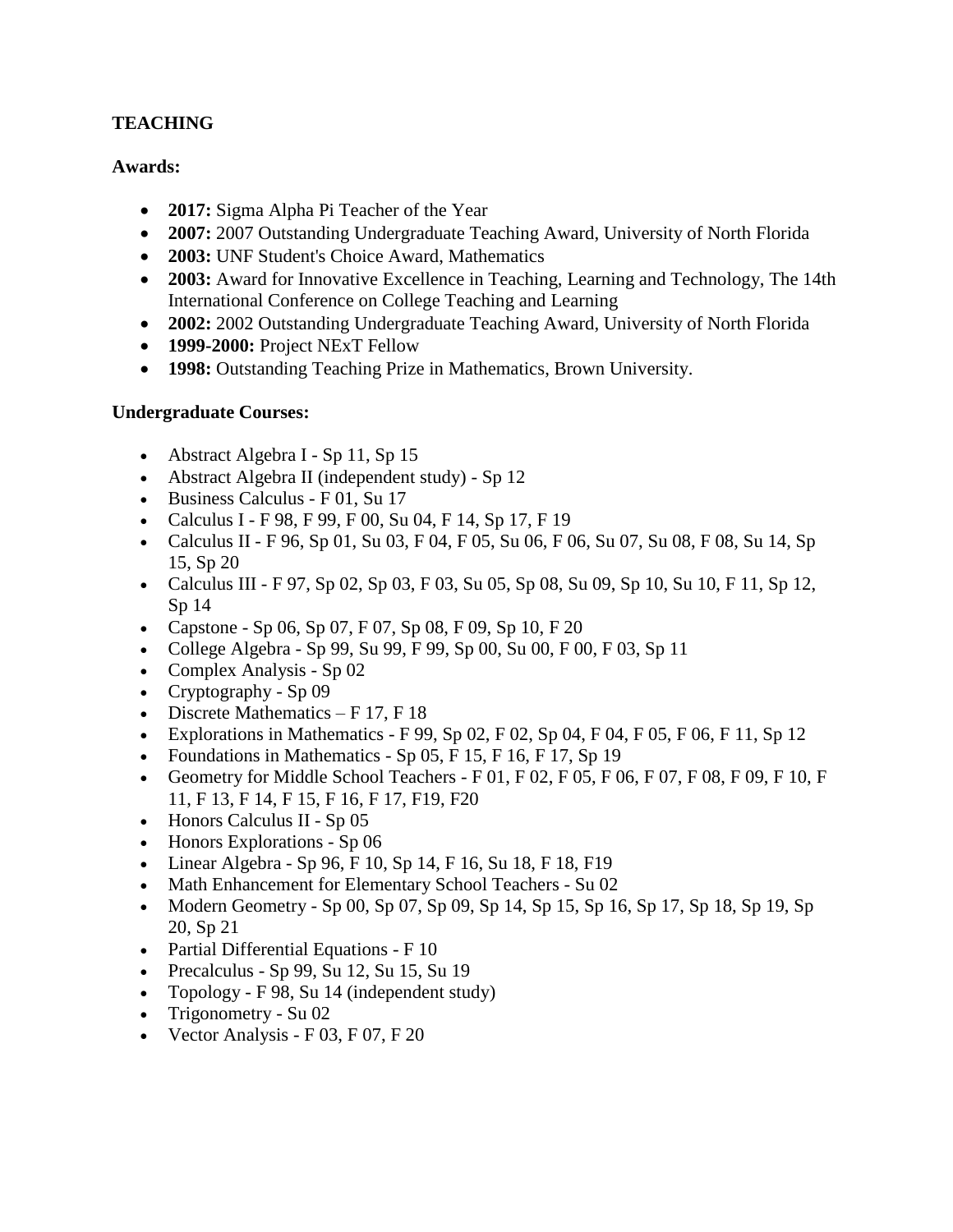## TEACHING

### Awards:

- **2017:** Sigma Alpha Pi Teacher of the Year
- **2007:** 2007 Outstanding Undergraduate Teaching Award, University of North Florida
- **2003:** UNF Student's Choice Award, Mathematics
- **2003:** Award for Innovative Excellence in Teaching, Learning and Technology, The 14th International Conference on College Teaching and Learning
- **2002:** 2002 Outstanding Undergraduate Teaching Award, University of North Florida
- **1999-2000:** Project NExT Fellow
- **1998:** Outstanding Teaching Prize in Mathematics, Brown University.

### Undergraduate Courses:

- Abstract Algebra I - Sp 11, Sp 15
- Abstract Algebra II (independent study) - Sp 12
- Business Calculus - F 01, Su 17
- Calculus I - F 98, F 99, F 00, Su 04, F 14, Sp 17, F 19
- Calculus II - F 96, Sp 01, Su 03, F 04, F 05, Su 06, F 06, Su 07, Su 08, F 08, Su 14, Sp 15, Sp 20
- Calculus III - F 97, Sp 02, Sp 03, F 03, Su 05, Sp 08, Su 09, Sp 10, Su 10, F 11, Sp 12, Sp 14
- Capstone - Sp 06, Sp 07, F 07, Sp 08, F 09, Sp 10, F 20
- College Algebra - Sp 99, Su 99, F 99, Sp 00, Su 00, F 00, F 03, Sp 11
- Complex Analysis - Sp 02
- Cryptography - Sp 09
- Discrete Mathematics – F 17, F 18
- Explorations in Mathematics - F 99, Sp 02, F 02, Sp 04, F 04, F 05, F 06, F 11, Sp 12
- Foundations in Mathematics - Sp 05, F 15, F 16, F 17, Sp 19
- Geometry for Middle School Teachers - F 01, F 02, F 05, F 06, F 07, F 08, F 09, F 10, F 11, F 13, F 14, F 15, F 16, F 17, F19, F20
- Honors Calculus II - Sp 05
- Honors Explorations - Sp 06
- Linear Algebra - Sp 96, F 10, Sp 14, F 16, Su 18, F 18, F19
- Math Enhancement for Elementary School Teachers - Su 02
- Modern Geometry - Sp 00, Sp 07, Sp 09, Sp 14, Sp 15, Sp 16, Sp 17, Sp 18, Sp 19, Sp 20, Sp 21
- Partial Differential Equations - F 10
- Precalculus - Sp 99, Su 12, Su 15, Su 19
- Topology - F 98, Su 14 (independent study)
- Trigonometry - Su 02
- Vector Analysis - F 03, F 07, F 20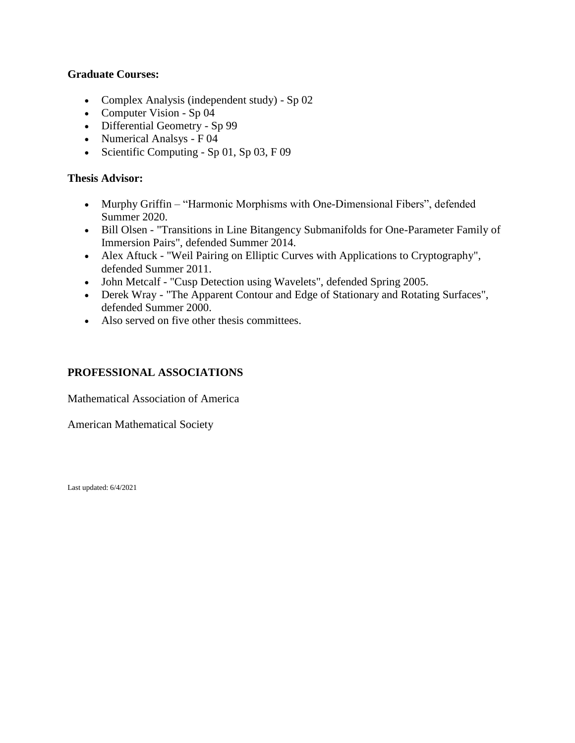**Graduate Courses:**

- Complex Analysis (independent study) - Sp 02
- Computer Vision - Sp 04
- Differential Geometry - Sp 99
- Numerical Analsys - F 04
- Scientific Computing - Sp 01, Sp 03, F 09

**Thesis Advisor:**

- Murphy Griffin – “Harmonic Morphisms with One-Dimensional Fibers”, defended Summer 2020.
- Bill Olsen - "Transitions in Line Bitangency Submanifolds for One-Parameter Family of Immersion Pairs", defended Summer 2014.
- Alex Aftuck - "Weil Pairing on Elliptic Curves with Applications to Cryptography", defended Summer 2011.
- John Metcalf - "Cusp Detection using Wavelets", defended Spring 2005.
- Derek Wray - "The Apparent Contour and Edge of Stationary and Rotating Surfaces", defended Summer 2000.
- Also served on five other thesis committees.

## PROFESSIONAL ASSOCIATIONS

Mathematical Association of America

American Mathematical Society

Last updated: 6/4/2021